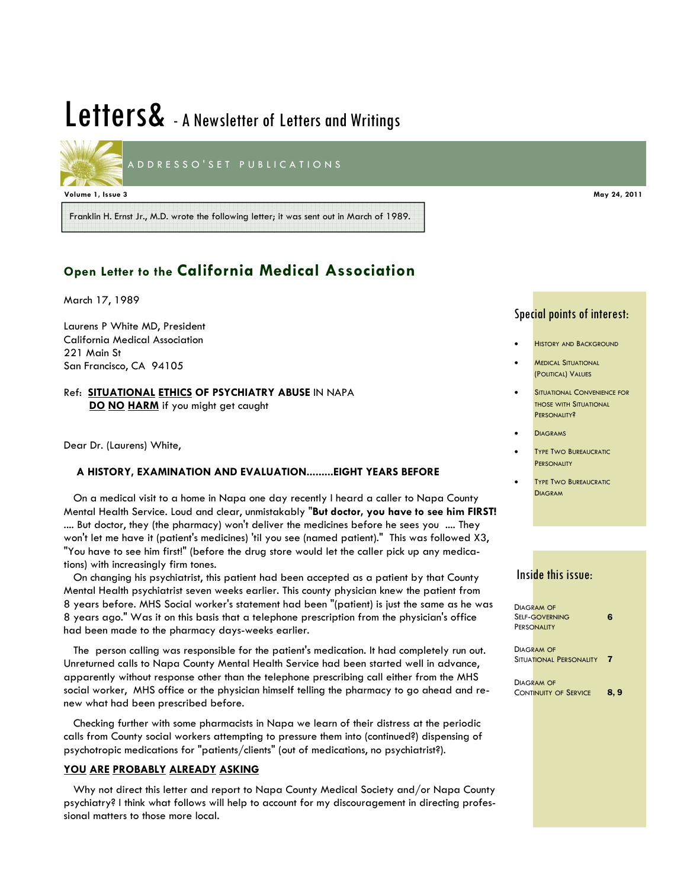# Letters& - A Newsletter of Letters and Writings

ADDRESSO'SET PUBLICATIONS

Volume 1, Issue 3

May 24, 2011

Franklin H. Ernst Jr., M.D. wrote the following letter; it was sent out in March of 1989.

## Open Letter to the California Medical Association

March 17, 1989

Laurens P White MD, President
California Medical Association
221 Main St
San Francisco, CA 94105

Ref: **SITUATIONAL ETHICS OF PSYCHIATRY ABUSE** IN NAPA
**DO NO HARM** if you might get caught

Dear Dr. (Laurens) White,

**A HISTORY, EXAMINATION AND EVALUATION.........EIGHT YEARS BEFORE**

On a medical visit to a home in Napa one day recently I heard a caller to Napa County Mental Health Service. Loud and clear, unmistakably **"But doctor, you have to see him FIRST!** .... But doctor, they (the pharmacy) won't deliver the medicines before he sees you .... They won't let me have it (patient's medicines) 'til you see (named patient)." This was followed X3, "You have to see him first!" (before the drug store would let the caller pick up any medications) with increasingly firm tones.

On changing his psychiatrist, this patient had been accepted as a patient by that County Mental Health psychiatrist seven weeks earlier. This county physician knew the patient from 8 years before. MHS Social worker's statement had been "(patient) is just the same as he was 8 years ago." Was it on this basis that a telephone prescription from the physician's office had been made to the pharmacy days-weeks earlier.

The person calling was responsible for the patient's medication. It had completely run out. Unreturned calls to Napa County Mental Health Service had been started well in advance, apparently without response other than the telephone prescribing call either from the MHS social worker, MHS office or the physician himself telling the pharmacy to go ahead and renew what had been prescribed before.

Checking further with some pharmacists in Napa we learn of their distress at the periodic calls from County social workers attempting to pressure them into (continued?) dispensing of psychotropic medications for "patients/clients" (out of medications, no psychiatrist?).

**YOU ARE PROBABLY ALREADY ASKING**

Why not direct this letter and report to Napa County Medical Society and/or Napa County psychiatry? I think what follows will help to account for my discouragement in directing professional matters to those more local.

### Special points of interest:

- History and Background
- Medical Situational (Political) Values
- Situational Convenience for those with Situational Personality?
- Diagrams
- Type Two Bureaucratic Personality
- Type Two Bureaucratic Diagram

### Inside this issue:

| | |
|---|---|
| Diagram of Self-Governing Personality | 6 |
| Diagram of Situational Personality | 7 |
| Diagram of Continuity of Service | 8, 9 |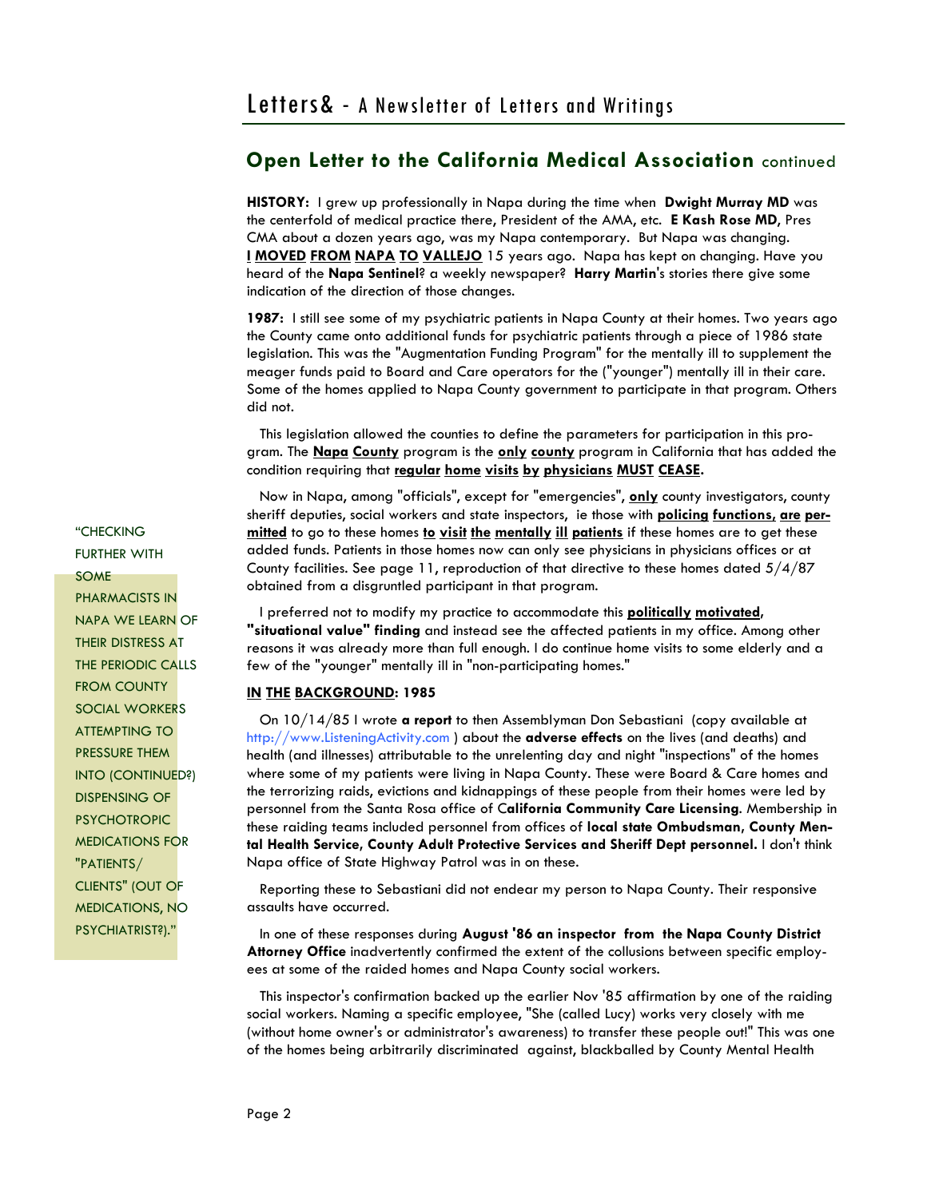## Open Letter to the California Medical Association continued

**HISTORY:** I grew up professionally in Napa during the time when **Dwight Murray MD** was the centerfold of medical practice there, President of the AMA, etc. **E Kash Rose MD**, Pres CMA about a dozen years ago, was my Napa contemporary. But Napa was changing. **I MOVED FROM NAPA TO VALLEJO** 15 years ago. Napa has kept on changing. Have you heard of the **Napa Sentinel**? a weekly newspaper? **Harry Martin**'s stories there give some indication of the direction of those changes.

**1987:** I still see some of my psychiatric patients in Napa County at their homes. Two years ago the County came onto additional funds for psychiatric patients through a piece of 1986 state legislation. This was the "Augmentation Funding Program" for the mentally ill to supplement the meager funds paid to Board and Care operators for the ("younger") mentally ill in their care. Some of the homes applied to Napa County government to participate in that program. Others did not.

This legislation allowed the counties to define the parameters for participation in this program. The **Napa County** program is the **only county** program in California that has added the condition requiring that **regular home visits by physicians MUST CEASE.**

Now in Napa, among "officials", except for "emergencies", **only** county investigators, county sheriff deputies, social workers and state inspectors, ie those with **policing functions, are permitted** to go to these homes **to visit the mentally ill patients** if these homes are to get these added funds. Patients in those homes now can only see physicians in physicians offices or at County facilities. See page 11, reproduction of that directive to these homes dated 5/4/87 obtained from a disgruntled participant in that program.

I preferred not to modify my practice to accommodate this **politically motivated**, **"situational value" finding** and instead see the affected patients in my office. Among other reasons it was already more than full enough. I do continue home visits to some elderly and a few of the "younger" mentally ill in "non-participating homes."

"CHECKING FURTHER WITH SOME PHARMACISTS IN NAPA WE LEARN OF THEIR DISTRESS AT THE PERIODIC CALLS FROM COUNTY SOCIAL WORKERS ATTEMPTING TO PRESSURE THEM INTO (CONTINUED?) DISPENSING OF PSYCHOTROPIC MEDICATIONS FOR "PATIENTS/ CLIENTS" (OUT OF MEDICATIONS, NO PSYCHIATRIST?)."

**IN THE BACKGROUND: 1985**

On 10/14/85 I wrote **a report** to then Assemblyman Don Sebastiani (copy available at http://www.ListeningActivity.com ) about the **adverse effects** on the lives (and deaths) and health (and illnesses) attributable to the unrelenting day and night "inspections" of the homes where some of my patients were living in Napa County. These were Board & Care homes and the terrorizing raids, evictions and kidnappings of these people from their homes were led by personnel from the Santa Rosa office of C**alifornia Community Care Licensing**. Membership in these raiding teams included personnel from offices of **local state Ombudsman, County Mental Health Service, County Adult Protective Services and Sheriff Dept personnel.** I don't think Napa office of State Highway Patrol was in on these.

Reporting these to Sebastiani did not endear my person to Napa County. Their responsive assaults have occurred.

In one of these responses during **August '86 an inspector from the Napa County District Attorney Office** inadvertently confirmed the extent of the collusions between specific employees at some of the raided homes and Napa County social workers.

This inspector's confirmation backed up the earlier Nov '85 affirmation by one of the raiding social workers. Naming a specific employee, "She (called Lucy) works very closely with me (without home owner's or administrator's awareness) to transfer these people out!" This was one of the homes being arbitrarily discriminated against, blackballed by County Mental Health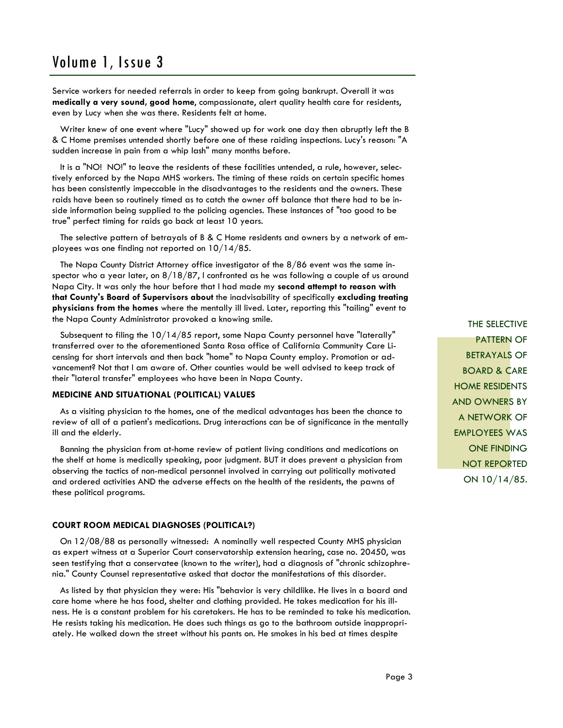Service workers for needed referrals in order to keep from going bankrupt. Overall it was **medically a very sound, good home**, compassionate, alert quality health care for residents, even by Lucy when she was there. Residents felt at home.

Writer knew of one event where "Lucy" showed up for work one day then abruptly left the B & C Home premises untended shortly before one of these raiding inspections. Lucy's reason: "A sudden increase in pain from a whip lash" many months before.

It is a "NO! NO!" to leave the residents of these facilities untended, a rule, however, selectively enforced by the Napa MHS workers. The timing of these raids on certain specific homes has been consistently impeccable in the disadvantages to the residents and the owners. These raids have been so routinely timed as to catch the owner off balance that there had to be inside information being supplied to the policing agencies. These instances of "too good to be true" perfect timing for raids go back at least 10 years.

The selective pattern of betrayals of B & C Home residents and owners by a network of employees was one finding not reported on 10/14/85.

The Napa County District Attorney office investigator of the 8/86 event was the same inspector who a year later, on 8/18/87, I confronted as he was following a couple of us around Napa City. It was only the hour before that I had made my **second attempt to reason with that County's Board of Supervisors about** the inadvisability of specifically **excluding treating physicians from the homes** where the mentally ill lived. Later, reporting this "tailing" event to the Napa County Administrator provoked a knowing smile.

Subsequent to filing the 10/14/85 report, some Napa County personnel have "laterally" transferred over to the aforementioned Santa Rosa office of California Community Care Licensing for short intervals and then back "home" to Napa County employ. Promotion or advancement? Not that I am aware of. Other counties would be well advised to keep track of their "lateral transfer" employees who have been in Napa County.

THE SELECTIVE PATTERN OF BETRAYALS OF BOARD & CARE HOME RESIDENTS AND OWNERS BY A NETWORK OF EMPLOYEES WAS ONE FINDING NOT REPORTED ON 10/14/85.

### MEDICINE AND SITUATIONAL (POLITICAL) VALUES

As a visiting physician to the homes, one of the medical advantages has been the chance to review of all of a patient's medications. Drug interactions can be of significance in the mentally ill and the elderly.

Banning the physician from at-home review of patient living conditions and medications on the shelf at home is medically speaking, poor judgment. BUT it does prevent a physician from observing the tactics of non-medical personnel involved in carrying out politically motivated and ordered activities AND the adverse effects on the health of the residents, the pawns of these political programs.

### COURT ROOM MEDICAL DIAGNOSES (POLITICAL?)

On 12/08/88 as personally witnessed: A nominally well respected County MHS physician as expert witness at a Superior Court conservatorship extension hearing, case no. 20450, was seen testifying that a conservatee (known to the writer), had a diagnosis of "chronic schizophrenia." County Counsel representative asked that doctor the manifestations of this disorder.

As listed by that physician they were: His "behavior is very childlike. He lives in a board and care home where he has food, shelter and clothing provided. He takes medication for his illness. He is a constant problem for his caretakers. He has to be reminded to take his medication. He resists taking his medication. He does such things as go to the bathroom outside inappropriately. He walked down the street without his pants on. He smokes in his bed at times despite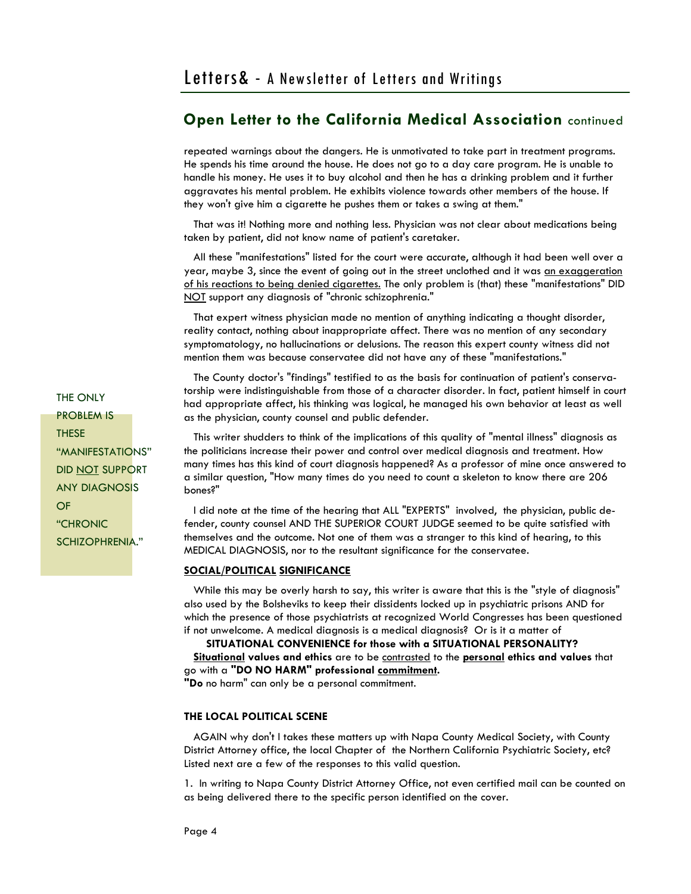## Open Letter to the California Medical Association continued

repeated warnings about the dangers. He is unmotivated to take part in treatment programs. He spends his time around the house. He does not go to a day care program. He is unable to handle his money. He uses it to buy alcohol and then he has a drinking problem and it further aggravates his mental problem. He exhibits violence towards other members of the house. If they won't give him a cigarette he pushes them or takes a swing at them."

That was it! Nothing more and nothing less. Physician was not clear about medications being taken by patient, did not know name of patient's caretaker.

All these "manifestations" listed for the court were accurate, although it had been well over a year, maybe 3, since the event of going out in the street unclothed and it was an exaggeration of his reactions to being denied cigarettes. The only problem is (that) these "manifestations" DID NOT support any diagnosis of "chronic schizophrenia."

That expert witness physician made no mention of anything indicating a thought disorder, reality contact, nothing about inappropriate affect. There was no mention of any secondary symptomatology, no hallucinations or delusions. The reason this expert county witness did not mention them was because conservatee did not have any of these "manifestations."

The County doctor's "findings" testified to as the basis for continuation of patient's conservatorship were indistinguishable from those of a character disorder. In fact, patient himself in court had appropriate affect, his thinking was logical, he managed his own behavior at least as well as the physician, county counsel and public defender.

> THE ONLY PROBLEM IS THESE "MANIFESTATIONS" DID NOT SUPPORT ANY DIAGNOSIS OF "CHRONIC SCHIZOPHRENIA."

This writer shudders to think of the implications of this quality of "mental illness" diagnosis as the politicians increase their power and control over medical diagnosis and treatment. How many times has this kind of court diagnosis happened? As a professor of mine once answered to a similar question, "How many times do you need to count a skeleton to know there are 206 bones?"

I did note at the time of the hearing that ALL "EXPERTS" involved, the physician, public defender, county counsel AND THE SUPERIOR COURT JUDGE seemed to be quite satisfied with themselves and the outcome. Not one of them was a stranger to this kind of hearing, to this MEDICAL DIAGNOSIS, nor to the resultant significance for the conservatee.

### SOCIAL/POLITICAL SIGNIFICANCE

While this may be overly harsh to say, this writer is aware that this is the "style of diagnosis" also used by the Bolsheviks to keep their dissidents locked up in psychiatric prisons AND for which the presence of those psychiatrists at recognized World Congresses has been questioned if not unwelcome. A medical diagnosis is a medical diagnosis? Or is it a matter of

**SITUATIONAL CONVENIENCE for those with a SITUATIONAL PERSONALITY?**

**Situational values and ethics** are to be contrasted to the **personal ethics and values** that go with a **"DO NO HARM" professional commitment.**

**"Do** no harm" can only be a personal commitment.

### THE LOCAL POLITICAL SCENE

AGAIN why don't I takes these matters up with Napa County Medical Society, with County District Attorney office, the local Chapter of the Northern California Psychiatric Society, etc? Listed next are a few of the responses to this valid question.

1. In writing to Napa County District Attorney Office, not even certified mail can be counted on as being delivered there to the specific person identified on the cover.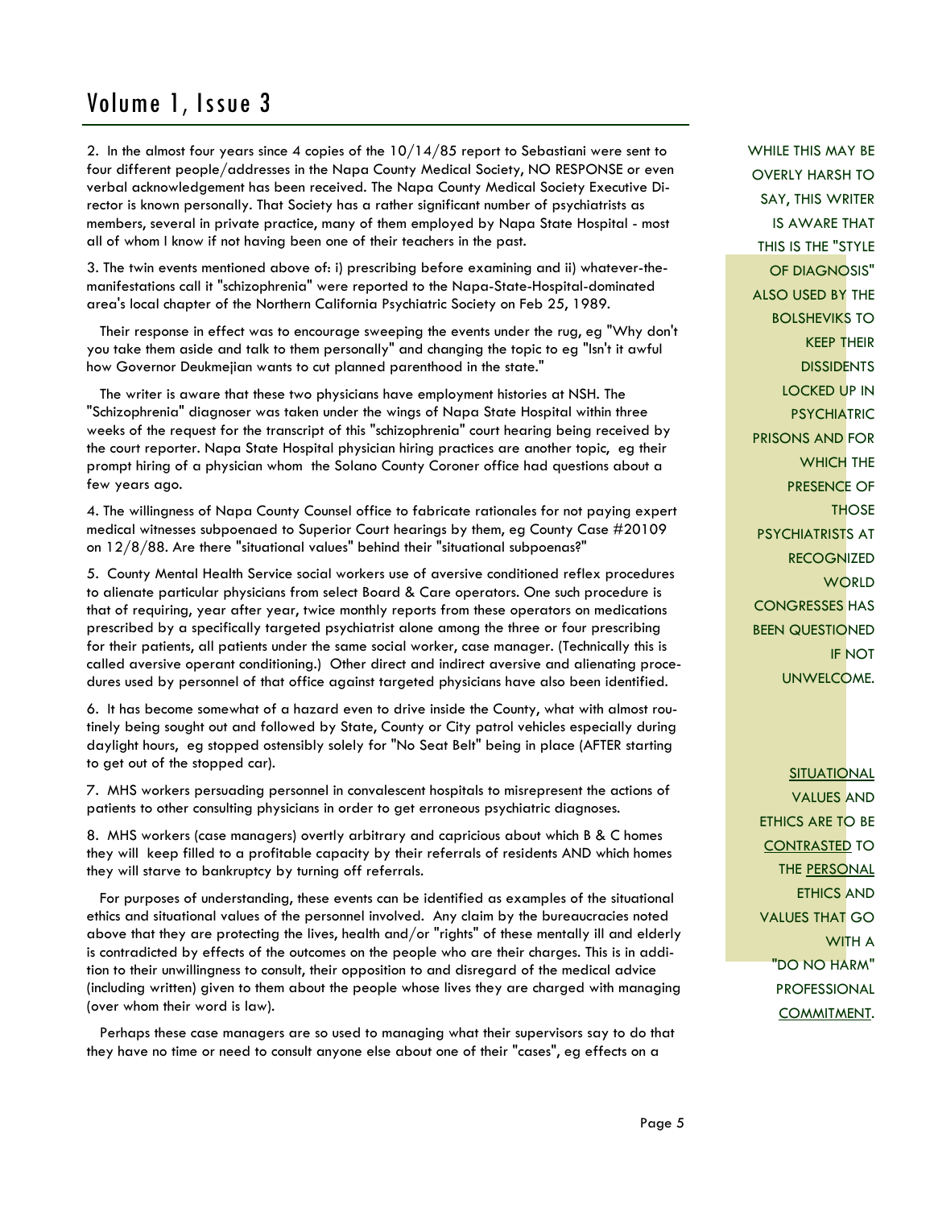2. In the almost four years since 4 copies of the 10/14/85 report to Sebastiani were sent to four different people/addresses in the Napa County Medical Society, NO RESPONSE or even verbal acknowledgement has been received. The Napa County Medical Society Executive Director is known personally. That Society has a rather significant number of psychiatrists as members, several in private practice, many of them employed by Napa State Hospital - most all of whom I know if not having been one of their teachers in the past.

3. The twin events mentioned above of: i) prescribing before examining and ii) whatever-the-manifestations call it "schizophrenia" were reported to the Napa-State-Hospital-dominated area's local chapter of the Northern California Psychiatric Society on Feb 25, 1989.

Their response in effect was to encourage sweeping the events under the rug, eg "Why don't you take them aside and talk to them personally" and changing the topic to eg "Isn't it awful how Governor Deukmejian wants to cut planned parenthood in the state."

The writer is aware that these two physicians have employment histories at NSH. The "Schizophrenia" diagnoser was taken under the wings of Napa State Hospital within three weeks of the request for the transcript of this "schizophrenia" court hearing being received by the court reporter. Napa State Hospital physician hiring practices are another topic, eg their prompt hiring of a physician whom the Solano County Coroner office had questions about a few years ago.

4. The willingness of Napa County Counsel office to fabricate rationales for not paying expert medical witnesses subpoenaed to Superior Court hearings by them, eg County Case #20109 on 12/8/88. Are there "situational values" behind their "situational subpoenas?"

5. County Mental Health Service social workers use of aversive conditioned reflex procedures to alienate particular physicians from select Board & Care operators. One such procedure is that of requiring, year after year, twice monthly reports from these operators on medications prescribed by a specifically targeted psychiatrist alone among the three or four prescribing for their patients, all patients under the same social worker, case manager. (Technically this is called aversive operant conditioning.) Other direct and indirect aversive and alienating procedures used by personnel of that office against targeted physicians have also been identified.

6. It has become somewhat of a hazard even to drive inside the County, what with almost routinely being sought out and followed by State, County or City patrol vehicles especially during daylight hours, eg stopped ostensibly solely for "No Seat Belt" being in place (AFTER starting to get out of the stopped car).

7. MHS workers persuading personnel in convalescent hospitals to misrepresent the actions of patients to other consulting physicians in order to get erroneous psychiatric diagnoses.

8. MHS workers (case managers) overtly arbitrary and capricious about which B & C homes they will keep filled to a profitable capacity by their referrals of residents AND which homes they will starve to bankruptcy by turning off referrals.

For purposes of understanding, these events can be identified as examples of the situational ethics and situational values of the personnel involved. Any claim by the bureaucracies noted above that they are protecting the lives, health and/or "rights" of these mentally ill and elderly is contradicted by effects of the outcomes on the people who are their charges. This is in addition to their unwillingness to consult, their opposition to and disregard of the medical advice (including written) given to them about the people whose lives they are charged with managing (over whom their word is law).

Perhaps these case managers are so used to managing what their supervisors say to do that they have no time or need to consult anyone else about one of their "cases", eg effects on a

WHILE THIS MAY BE OVERLY HARSH TO SAY, THIS WRITER IS AWARE THAT THIS IS THE "STYLE OF DIAGNOSIS" ALSO USED BY THE BOLSHEVIKS TO KEEP THEIR DISSIDENTS LOCKED UP IN PSYCHIATRIC PRISONS AND FOR WHICH THE PRESENCE OF THOSE PSYCHIATRISTS AT RECOGNIZED WORLD CONGRESSES HAS BEEN QUESTIONED IF NOT UNWELCOME.

SITUATIONAL VALUES AND ETHICS ARE TO BE CONTRASTED TO THE PERSONAL ETHICS AND VALUES THAT GO WITH A "DO NO HARM" PROFESSIONAL COMMITMENT.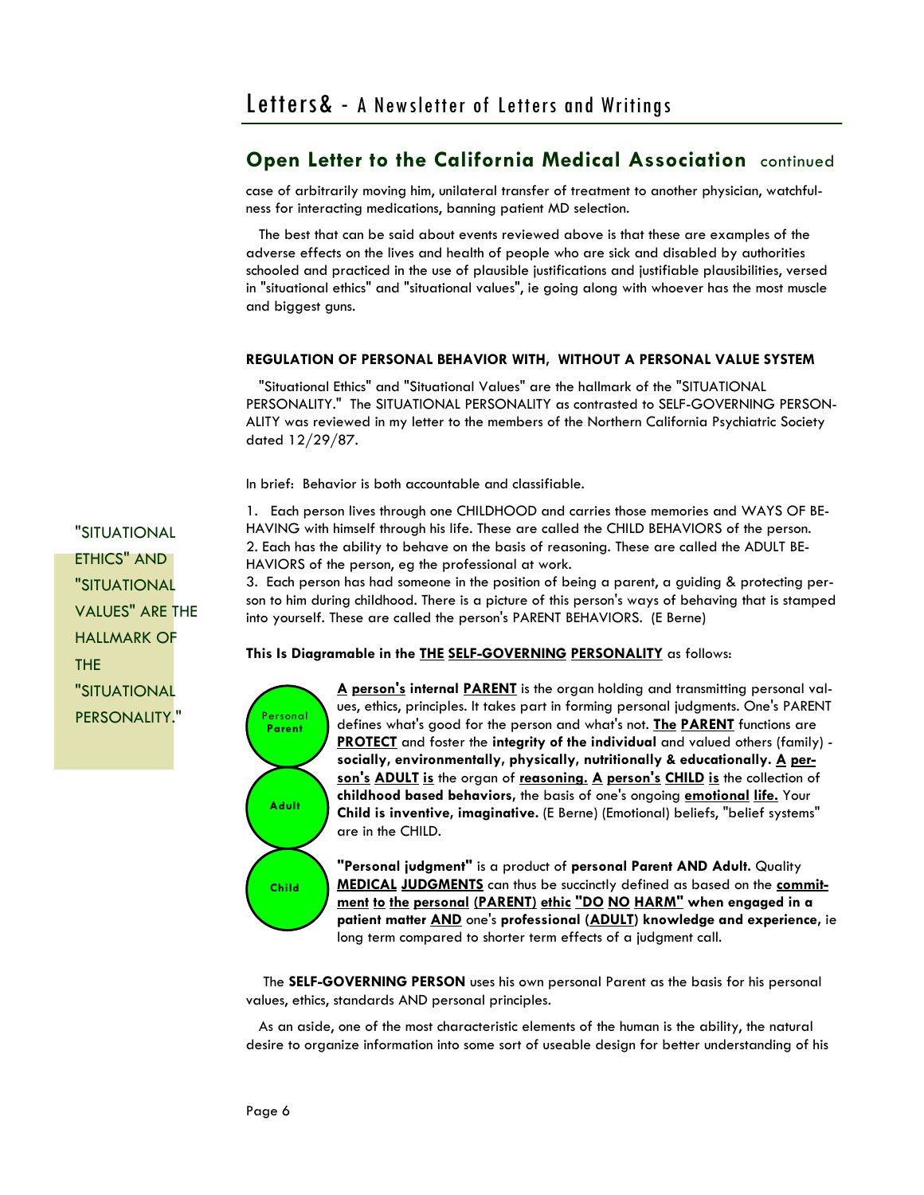## Open Letter to the California Medical Association continued

case of arbitrarily moving him, unilateral transfer of treatment to another physician, watchfulness for interacting medications, banning patient MD selection.

The best that can be said about events reviewed above is that these are examples of the adverse effects on the lives and health of people who are sick and disabled by authorities schooled and practiced in the use of plausible justifications and justifiable plausibilities, versed in "situational ethics" and "situational values", ie going along with whoever has the most muscle and biggest guns.

### REGULATION OF PERSONAL BEHAVIOR WITH, WITHOUT A PERSONAL VALUE SYSTEM

"Situational Ethics" and "Situational Values" are the hallmark of the "SITUATIONAL PERSONALITY." The SITUATIONAL PERSONALITY as contrasted to SELF-GOVERNING PERSONALITY was reviewed in my letter to the members of the Northern California Psychiatric Society dated 12/29/87.

"SITUATIONAL ETHICS" AND "SITUATIONAL VALUES" ARE THE HALLMARK OF THE "SITUATIONAL PERSONALITY."

In brief: Behavior is both accountable and classifiable.

1. Each person lives through one CHILDHOOD and carries those memories and WAYS OF BEHAVING with himself through his life. These are called the CHILD BEHAVIORS of the person.
2. Each has the ability to behave on the basis of reasoning. These are called the ADULT BEHAVIORS of the person, eg the professional at work.
3. Each person has had someone in the position of being a parent, a guiding & protecting person to him during childhood. There is a picture of this person's ways of behaving that is stamped into yourself. These are called the person's PARENT BEHAVIORS. (E Berne)

**This Is Diagramable in the THE SELF-GOVERNING PERSONALITY as follows:**

Personal Parent

Adult

Child

**A person's internal PARENT** is the organ holding and transmitting personal values, ethics, principles. It takes part in forming personal judgments. One's PARENT defines what's good for the person and what's not. **The PARENT** functions are **PROTECT** and foster the **integrity of the individual** and valued others (family) - **socially, environmentally, physically, nutritionally & educationally. A person's ADULT is** the organ of **reasoning. A person's CHILD is** the collection of **childhood based behaviors,** the basis of one's ongoing **emotional life.** Your **Child is inventive, imaginative.** (E Berne) (Emotional) beliefs, "belief systems" are in the CHILD.

**"Personal judgment"** is a product of **personal Parent AND Adult.** Quality **MEDICAL JUDGMENTS** can thus be succinctly defined as based on the **commitment to the personal (PARENT) ethic "DO NO HARM" when engaged in a patient matter AND** one's **professional (ADULT) knowledge and experience**, ie long term compared to shorter term effects of a judgment call.

The **SELF-GOVERNING PERSON** uses his own personal Parent as the basis for his personal values, ethics, standards AND personal principles.

As an aside, one of the most characteristic elements of the human is the ability, the natural desire to organize information into some sort of useable design for better understanding of his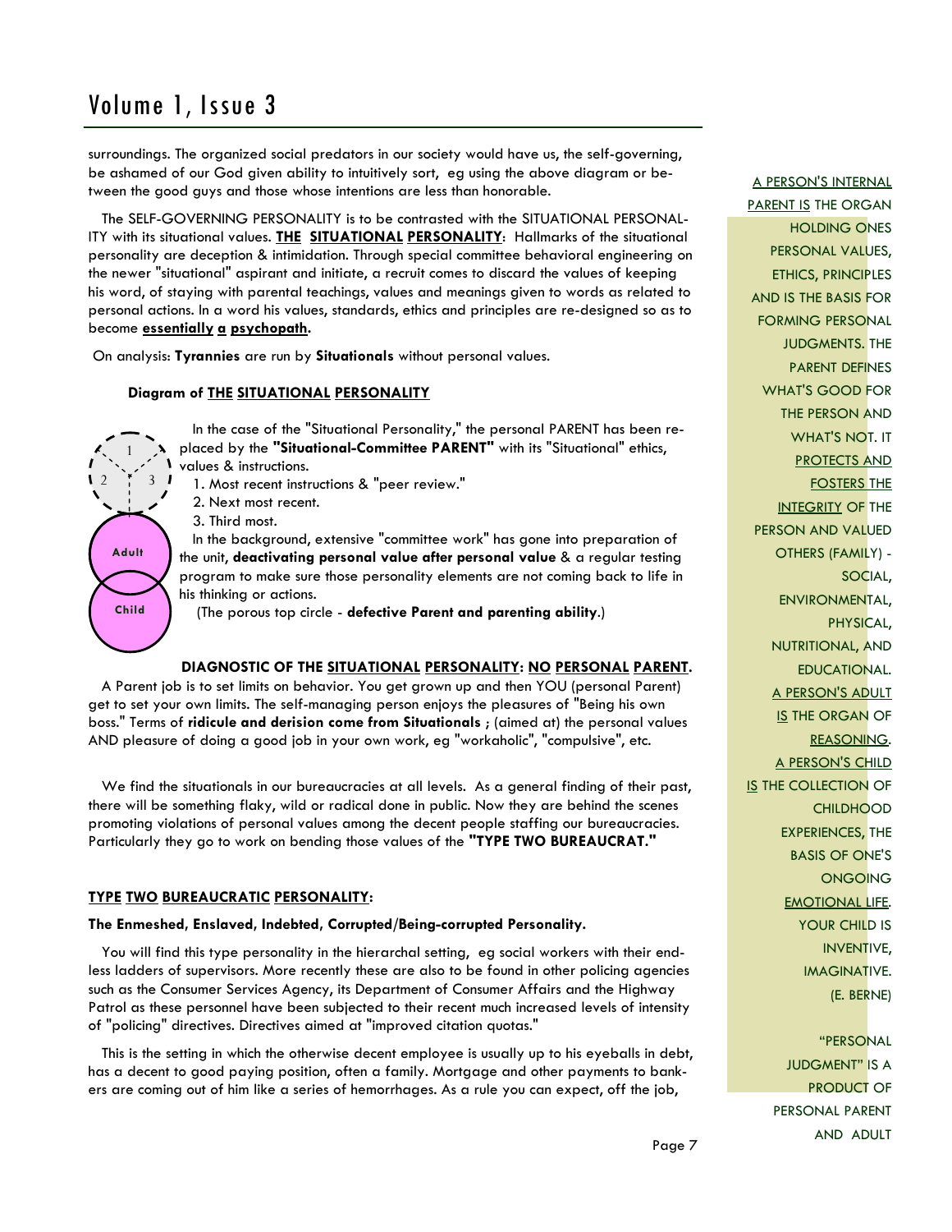surroundings. The organized social predators in our society would have us, the self-governing, be ashamed of our God given ability to intuitively sort, eg using the above diagram or between the good guys and those whose intentions are less than honorable.

The SELF-GOVERNING PERSONALITY is to be contrasted with the SITUATIONAL PERSONALITY with its situational values. **THE SITUATIONAL PERSONALITY**: Hallmarks of the situational personality are deception & intimidation. Through special committee behavioral engineering on the newer "situational" aspirant and initiate, a recruit comes to discard the values of keeping his word, of staying with parental teachings, values and meanings given to words as related to personal actions. In a word his values, standards, ethics and principles are re-designed so as to become **essentially a psychopath.**

On analysis: **Tyrannies** are run by **Situationals** without personal values.

**Diagram of THE SITUATIONAL PERSONALITY**

1
2 3
Adult
Child

In the case of the "Situational Personality," the personal PARENT has been replaced by the **"Situational-Committee PARENT"** with its "Situational" ethics, values & instructions.

1. Most recent instructions & "peer review."
2. Next most recent.
3. Third most.

In the background, extensive "committee work" has gone into preparation of the unit, **deactivating personal value after personal value** & a regular testing program to make sure those personality elements are not coming back to life in his thinking or actions.

(The porous top circle - **defective Parent and parenting ability**.)

**DIAGNOSTIC OF THE SITUATIONAL PERSONALITY: NO PERSONAL PARENT.**

A Parent job is to set limits on behavior. You get grown up and then YOU (personal Parent) get to set your own limits. The self-managing person enjoys the pleasures of "Being his own boss." Terms of **ridicule and derision come from Situationals** ; (aimed at) the personal values AND pleasure of doing a good job in your own work, eg "workaholic", "compulsive", etc.

We find the situationals in our bureaucracies at all levels. As a general finding of their past, there will be something flaky, wild or radical done in public. Now they are behind the scenes promoting violations of personal values among the decent people staffing our bureaucracies. Particularly they go to work on bending those values of the **"TYPE TWO BUREAUCRAT."**

**TYPE TWO BUREAUCRATIC PERSONALITY:**

**The Enmeshed, Enslaved, Indebted, Corrupted/Being-corrupted Personality.**

You will find this type personality in the hierarchal setting, eg social workers with their endless ladders of supervisors. More recently these are also to be found in other policing agencies such as the Consumer Services Agency, its Department of Consumer Affairs and the Highway Patrol as these personnel have been subjected to their recent much increased levels of intensity of "policing" directives. Directives aimed at "improved citation quotas."

This is the setting in which the otherwise decent employee is usually up to his eyeballs in debt, has a decent to good paying position, often a family. Mortgage and other payments to bankers are coming out of him like a series of hemorrhages. As a rule you can expect, off the job,

A PERSON'S INTERNAL PARENT IS THE ORGAN HOLDING ONES PERSONAL VALUES, ETHICS, PRINCIPLES AND IS THE BASIS FOR FORMING PERSONAL JUDGMENTS. THE PARENT DEFINES WHAT'S GOOD FOR THE PERSON AND WHAT'S NOT. IT PROTECTS AND FOSTERS THE INTEGRITY OF THE PERSON AND VALUED OTHERS (FAMILY) - SOCIAL, ENVIRONMENTAL, PHYSICAL, NUTRITIONAL, AND EDUCATIONAL. A PERSON'S ADULT IS THE ORGAN OF REASONING. A PERSON'S CHILD IS THE COLLECTION OF CHILDHOOD EXPERIENCES, THE BASIS OF ONE'S ONGOING EMOTIONAL LIFE. YOUR CHILD IS INVENTIVE, IMAGINATIVE. (E. BERNE)

"PERSONAL JUDGMENT" IS A PRODUCT OF PERSONAL PARENT AND ADULT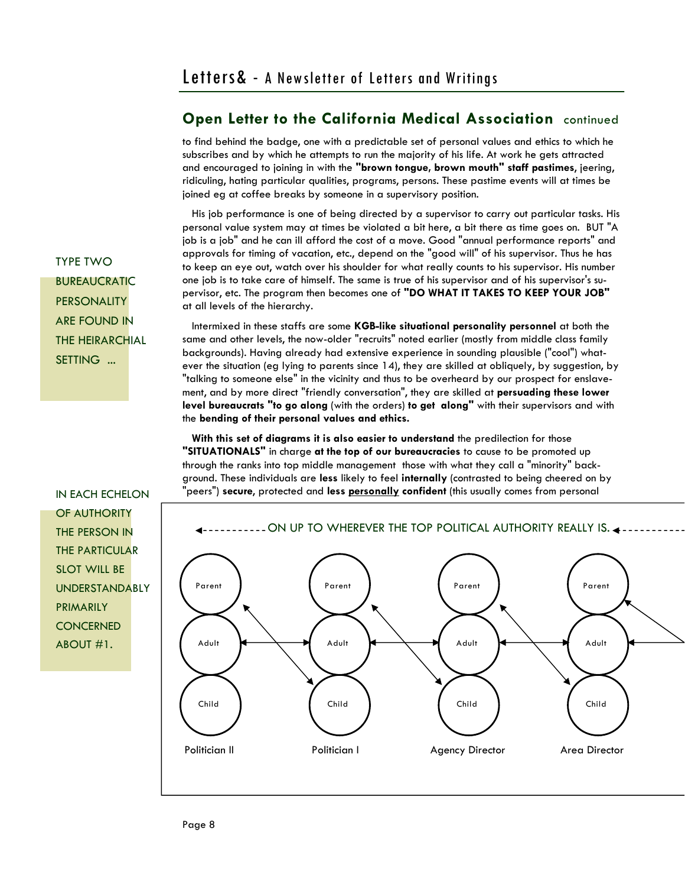## Open Letter to the California Medical Association continued

to find behind the badge, one with a predictable set of personal values and ethics to which he subscribes and by which he attempts to run the majority of his life. At work he gets attracted and encouraged to joining in with the **"brown tongue, brown mouth" staff pastimes**, jeering, ridiculing, hating particular qualities, programs, persons. These pastime events will at times be joined eg at coffee breaks by someone in a supervisory position.

TYPE TWO BUREAUCRATIC PERSONALITY ARE FOUND IN THE HEIRARCHIAL SETTING ...

His job performance is one of being directed by a supervisor to carry out particular tasks. His personal value system may at times be violated a bit here, a bit there as time goes on. BUT "A job is a job" and he can ill afford the cost of a move. Good "annual performance reports" and approvals for timing of vacation, etc., depend on the "good will" of his supervisor. Thus he has to keep an eye out, watch over his shoulder for what really counts to his supervisor. His number one job is to take care of himself. The same is true of his supervisor and of his supervisor's supervisor, etc. The program then becomes one of **"DO WHAT IT TAKES TO KEEP YOUR JOB"** at all levels of the hierarchy.

Intermixed in these staffs are some **KGB-like situational personality personnel** at both the same and other levels, the now-older "recruits" noted earlier (mostly from middle class family backgrounds). Having already had extensive experience in sounding plausible ("cool") whatever the situation (eg lying to parents since 14), they are skilled at obliquely, by suggestion, by "talking to someone else" in the vicinity and thus to be overheard by our prospect for enslavement, and by more direct "friendly conversation", they are skilled at **persuading these lower level bureaucrats "to go along** (with the orders) **to get along"** with their supervisors and with the **bending of their personal values and ethics.**

**With this set of diagrams it is also easier to understand** the predilection for those **"SITUATIONALS"** in charge **at the top of our bureaucracies** to cause to be promoted up through the ranks into top middle management those with what they call a "minority" background. These individuals are **less** likely to feel **internally** (contrasted to being cheered on by "peers") **secure**, protected and **less personally confident** (this usually comes from personal

IN EACH ECHELON OF AUTHORITY THE PERSON IN THE PARTICULAR SLOT WILL BE UNDERSTANDABLY PRIMARILY CONCERNED ABOUT #1.

ON UP TO WHEREVER THE TOP POLITICAL AUTHORITY REALLY IS.

Parent
Adult
Child
Politician II

Parent
Adult
Child
Politician I

Parent
Adult
Child
Agency Director

Parent
Adult
Child
Area Director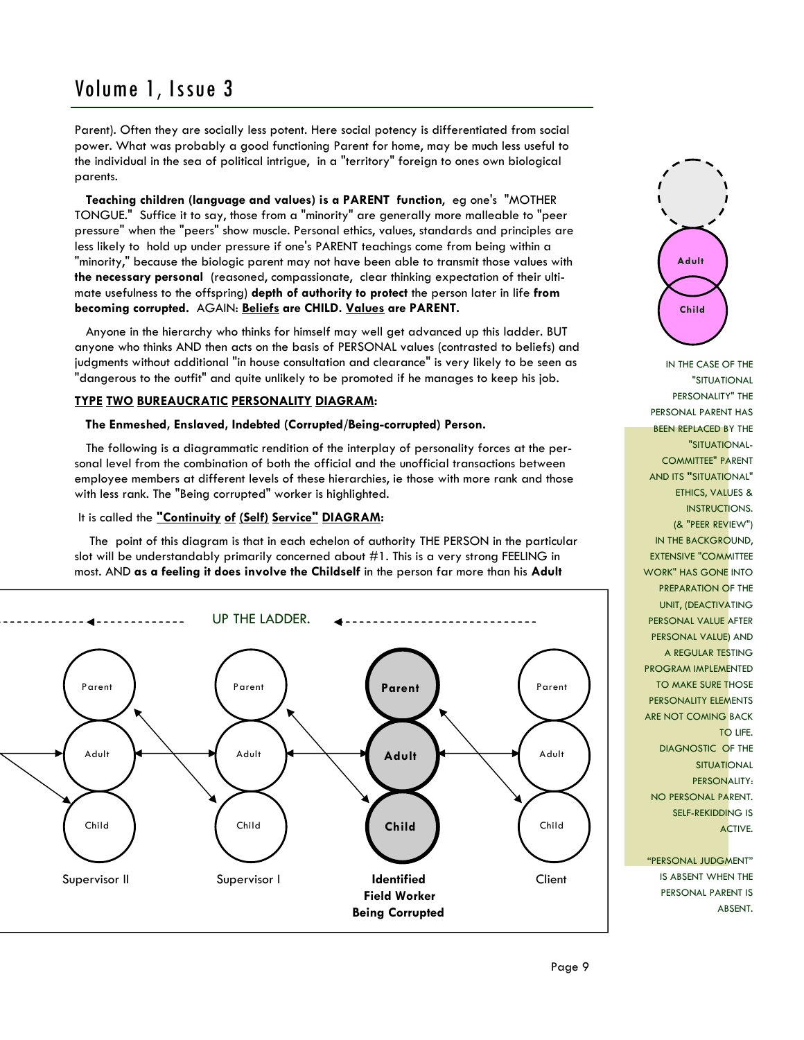Parent). Often they are socially less potent. Here social potency is differentiated from social power. What was probably a good functioning Parent for home, may be much less useful to the individual in the sea of political intrigue, in a "territory" foreign to ones own biological parents.

**Teaching children (language and values) is a PARENT function**, eg one's "MOTHER TONGUE." Suffice it to say, those from a "minority" are generally more malleable to "peer pressure" when the "peers" show muscle. Personal ethics, values, standards and principles are less likely to hold up under pressure if one's PARENT teachings come from being within a "minority," because the biologic parent may not have been able to transmit those values with **the necessary personal** (reasoned, compassionate, clear thinking expectation of their ultimate usefulness to the offspring) **depth of authority to protect** the person later in life **from becoming corrupted.** AGAIN: **Beliefs are CHILD. Values are PARENT.**

Anyone in the hierarchy who thinks for himself may well get advanced up this ladder. BUT anyone who thinks AND then acts on the basis of PERSONAL values (contrasted to beliefs) and judgments without additional "in house consultation and clearance" is very likely to be seen as "dangerous to the outfit" and quite unlikely to be promoted if he manages to keep his job.

**TYPE TWO BUREAUCRATIC PERSONALITY DIAGRAM:**

**The Enmeshed, Enslaved, Indebted (Corrupted/Being-corrupted) Person.**

The following is a diagrammatic rendition of the interplay of personality forces at the personal level from the combination of both the official and the unofficial transactions between employee members at different levels of these hierarchies, ie those with more rank and those with less rank. The "Being corrupted" worker is highlighted.

It is called the **"Continuity of (Self) Service" DIAGRAM:**

The point of this diagram is that in each echelon of authority THE PERSON in the particular slot will be understandably primarily concerned about #1. This is a very strong FEELING in most. AND **as a feeling it does involve the Childself** in the person far more than his **Adult**

UP THE LADDER.

Parent
Adult
Child
Supervisor II

Parent
Adult
Child
Supervisor I

**Parent**
**Adult**
**Child**
**Identified Field Worker Being Corrupted**

Parent
Adult
Child
Client

Adult
Child

IN THE CASE OF THE "SITUATIONAL PERSONALITY" THE PERSONAL PARENT HAS BEEN REPLACED BY THE "SITUATIONAL-COMMITTEE" PARENT AND ITS "SITUATIONAL" ETHICS, VALUES & INSTRUCTIONS. (& "PEER REVIEW") IN THE BACKGROUND, EXTENSIVE "COMMITTEE WORK" HAS GONE INTO PREPARATION OF THE UNIT, (DEACTIVATING PERSONAL VALUE AFTER PERSONAL VALUE) AND A REGULAR TESTING PROGRAM IMPLEMENTED TO MAKE SURE THOSE PERSONALITY ELEMENTS ARE NOT COMING BACK TO LIFE.

DIAGNOSTIC OF THE SITUATIONAL PERSONALITY: NO PERSONAL PARENT. SELF-REKIDDING IS ACTIVE.

"PERSONAL JUDGMENT" IS ABSENT WHEN THE PERSONAL PARENT IS ABSENT.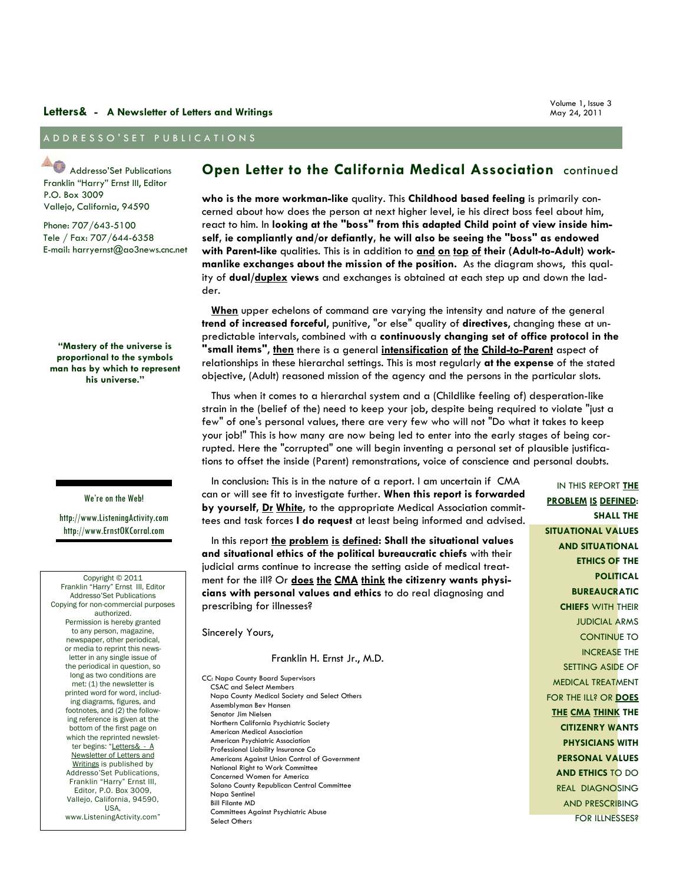Addresso'Set Publications
Franklin "Harry" Ernst III, Editor
P.O. Box 3009
Vallejo, California, 94590

Phone: 707/643-5100
Tele / Fax: 707/644-6358
E-mail: harryernst@ao3news.cnc.net

**"Mastery of the universe is proportional to the symbols man has by which to represent his universe."**

We're on the Web!

http://www.ListeningActivity.com
http://www.ErnstOKCorral.com

Copyright © 2011
Franklin "Harry" Ernst III, Editor
Addresso'Set Publications
Copying for non-commercial purposes authorized.
Permission is hereby granted to any person, magazine, newspaper, other periodical, or media to reprint this newsletter in any single issue of the periodical in question, so long as two conditions are met: (1) the newsletter is printed word for word, including diagrams, figures, and footnotes, and (2) the following reference is given at the bottom of the first page on which the reprinted newsletter begins: "Letters& - A Newsletter of Letters and Writings is published by Addresso'Set Publications, Franklin "Harry" Ernst III, Editor, P.O. Box 3009, Vallejo, California, 94590, USA, www.ListeningActivity.com"

## Open Letter to the California Medical Association continued

**who is the more workman-like** quality. This **Childhood based feeling** is primarily concerned about how does the person at next higher level, ie his direct boss feel about him, react to him. In **looking at the "boss" from this adapted Child point of view inside himself, ie compliantly and/or defiantly, he will also be seeing the "boss" as endowed with Parent-like** qualities. This is in addition to **and on top of their (Adult-to-Adult) workmanlike exchanges about the mission of the position.** As the diagram shows, this quality of **dual/duplex views** and exchanges is obtained at each step up and down the ladder.

**When** upper echelons of command are varying the intensity and nature of the general **trend of increased forceful**, punitive, "or else" quality of **directives**, changing these at unpredictable intervals, combined with a **continuously changing set of office protocol in the "small items"**, **then** there is a general **intensification of the Child-to-Parent** aspect of relationships in these hierarchal settings. This is most regularly **at the expense** of the stated objective, (Adult) reasoned mission of the agency and the persons in the particular slots.

Thus when it comes to a hierarchal system and a (Childlike feeling of) desperation-like strain in the (belief of the) need to keep your job, despite being required to violate "just a few" of one's personal values, there are very few who will not "Do what it takes to keep your job!" This is how many are now being led to enter into the early stages of being corrupted. Here the "corrupted" one will begin inventing a personal set of plausible justifications to offset the inside (Parent) remonstrations, voice of conscience and personal doubts.

In conclusion: This is in the nature of a report. I am uncertain if CMA can or will see fit to investigate further. **When this report is forwarded by yourself, Dr White,** to the appropriate Medical Association committees and task forces **I do request** at least being informed and advised.

In this report **the problem is defined: Shall the situational values and situational ethics of the political bureaucratic chiefs** with their judicial arms continue to increase the setting aside of medical treatment for the ill? Or **does the CMA think the citizenry wants physicians with personal values and ethics** to do real diagnosing and prescribing for illnesses?

Sincerely Yours,

Franklin H. Ernst Jr., M.D.

CC: Napa County Board Supervisors
CSAC and Select Members
Napa County Medical Society and Select Others
Assemblyman Bev Hansen
Senator Jim Nielsen
Northern California Psychiatric Society
American Medical Association
American Psychiatric Association
Professional Liability Insurance Co
Americans Against Union Control of Government
National Right to Work Committee
Concerned Women for America
Solano County Republican Central Committee
Napa Sentinel
Bill Filante MD
Committees Against Psychiatric Abuse
Select Others

IN THIS REPORT **THE PROBLEM IS DEFINED: SHALL THE SITUATIONAL VALUES AND SITUATIONAL ETHICS OF THE POLITICAL BUREAUCRATIC CHIEFS** WITH THEIR JUDICIAL ARMS CONTINUE TO INCREASE THE SETTING ASIDE OF MEDICAL TREATMENT FOR THE ILL? OR **DOES THE CMA THINK THE CITIZENRY WANTS PHYSICIANS WITH PERSONAL VALUES AND ETHICS** TO DO REAL DIAGNOSING AND PRESCRIBING FOR ILLNESSES?